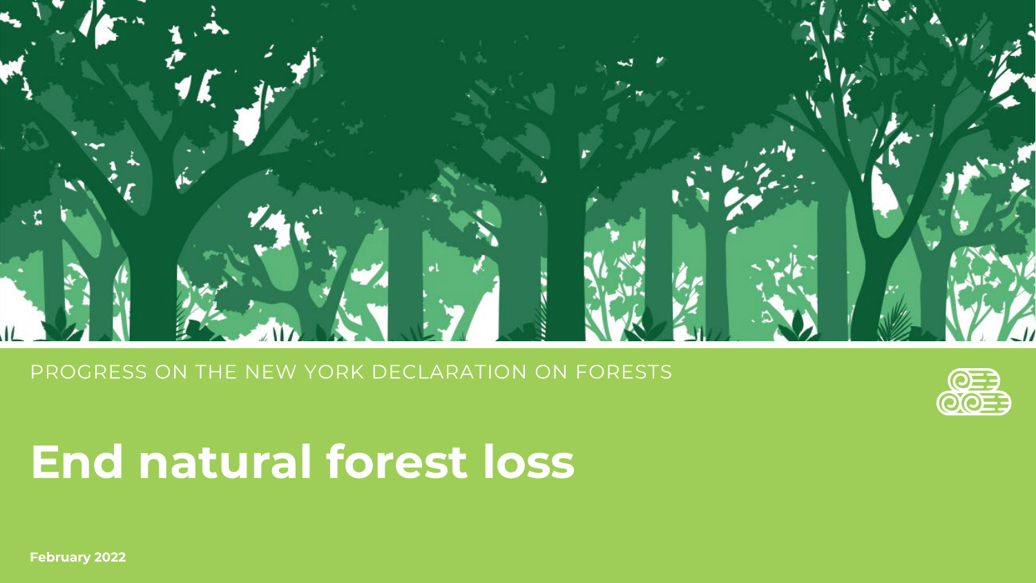PROGRESS ON THE NEW YORK DECLARATION ON FORESTS

# End natural forest loss

**February 2022**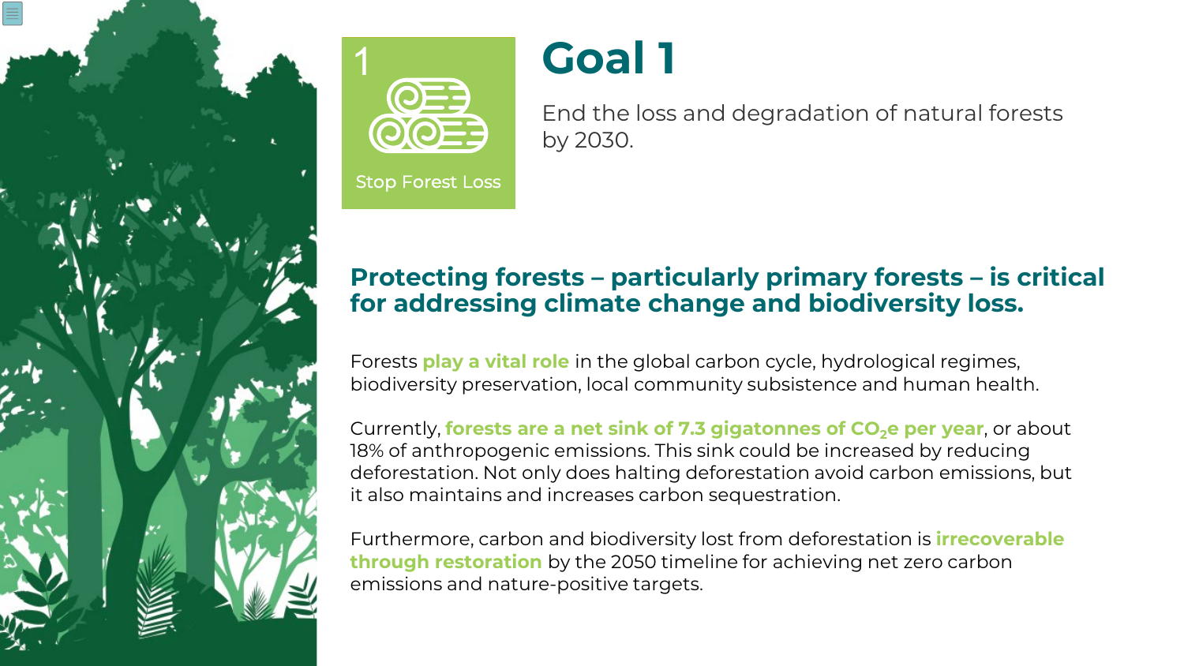1

Stop Forest Loss

# Goal 1

End the loss and degradation of natural forests by 2030.

## Protecting forests – particularly primary forests – is critical for addressing climate change and biodiversity loss.

Forests **play a vital role** in the global carbon cycle, hydrological regimes, biodiversity preservation, local community subsistence and human health.

Currently, **forests are a net sink of 7.3 gigatonnes of $CO_2$e per year**, or about 18% of anthropogenic emissions. This sink could be increased by reducing deforestation. Not only does halting deforestation avoid carbon emissions, but it also maintains and increases carbon sequestration.

Furthermore, carbon and biodiversity lost from deforestation is **irrecoverable through restoration** by the 2050 timeline for achieving net zero carbon emissions and nature-positive targets.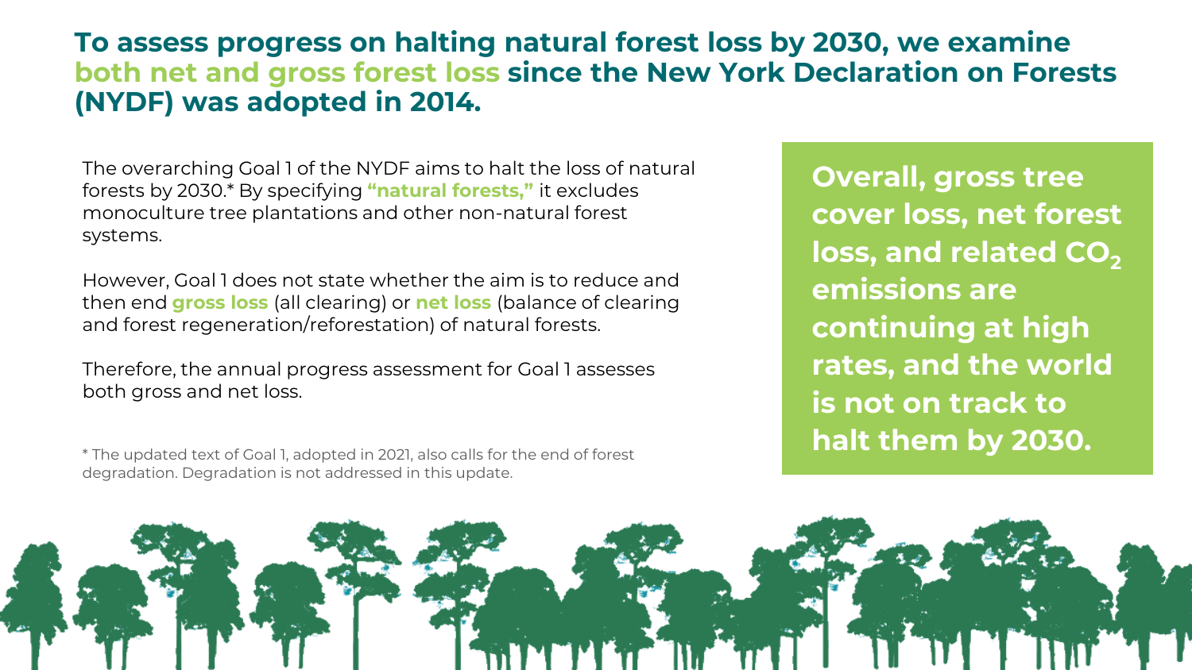# To assess progress on halting natural forest loss by 2030, we examine **both net and gross forest loss** since the New York Declaration on Forests (NYDF) was adopted in 2014.

The overarching Goal 1 of the NYDF aims to halt the loss of natural forests by 2030.* By specifying **"natural forests,"** it excludes monoculture tree plantations and other non-natural forest systems.

However, Goal 1 does not state whether the aim is to reduce and then end **gross loss** (all clearing) or **net loss** (balance of clearing and forest regeneration/reforestation) of natural forests.

Therefore, the annual progress assessment for Goal 1 assesses both gross and net loss.

\* The updated text of Goal 1, adopted in 2021, also calls for the end of forest degradation. Degradation is not addressed in this update.

**Overall, gross tree cover loss, net forest loss, and related $CO_2$ emissions are continuing at high rates, and the world is not on track to halt them by 2030.**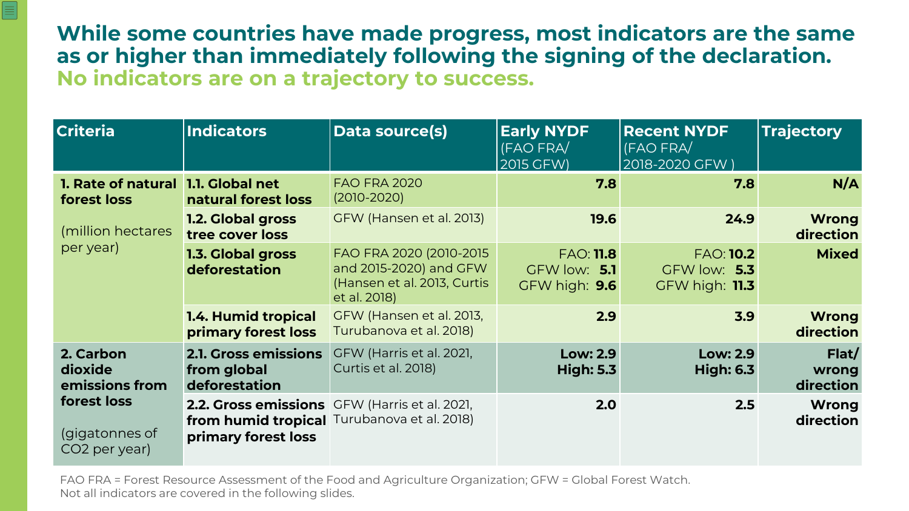# While some countries have made progress, most indicators are the same as or higher than immediately following the signing of the declaration.

## No indicators are on a trajectory to success.

| Criteria | Indicators | Data source(s) | Early NYDF (FAO FRA/ 2015 GFW) | Recent NYDF (FAO FRA/ 2018-2020 GFW ) | Trajectory |
|---|---|---|---|---|---|
| **1. Rate of natural forest loss** (million hectares per year) | **1.1. Global net natural forest loss** | FAO FRA 2020 (2010-2020) | **7.8** | **7.8** | **N/A** |
| | **1.2. Global gross tree cover loss** | GFW (Hansen et al. 2013) | **19.6** | **24.9** | **Wrong direction** |
| | **1.3. Global gross deforestation** | FAO FRA 2020 (2010-2015 and 2015-2020) and GFW (Hansen et al. 2013, Curtis et al. 2018) | FAO: **11.8** GFW low: **5.1** GFW high: **9.6** | FAO: **10.2** GFW low: **5.3** GFW high: **11.3** | **Mixed** |
| | **1.4. Humid tropical primary forest loss** | GFW (Hansen et al. 2013, Turubanova et al. 2018) | **2.9** | **3.9** | **Wrong direction** |
| **2. Carbon dioxide emissions from forest loss** (gigatonnes of $CO_2$ per year) | **2.1. Gross emissions from global deforestation** | GFW (Harris et al. 2021, Curtis et al. 2018) | **Low: 2.9 High: 5.3** | **Low: 2.9 High: 6.3** | **Flat/ wrong direction** |
| | **2.2. Gross emissions from humid tropical primary forest loss** | GFW (Harris et al. 2021, Turubanova et al. 2018) | **2.0** | **2.5** | **Wrong direction** |

FAO FRA = Forest Resource Assessment of the Food and Agriculture Organization; GFW = Global Forest Watch.
Not all indicators are covered in the following slides.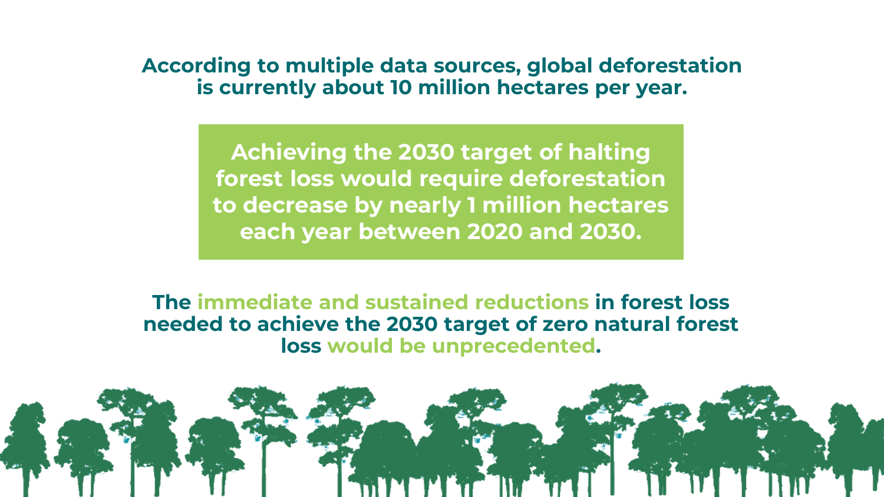**According to multiple data sources, global deforestation is currently about 10 million hectares per year.**

**Achieving the 2030 target of halting forest loss would require deforestation to decrease by nearly 1 million hectares each year between 2020 and 2030.**

**The immediate and sustained reductions in forest loss needed to achieve the 2030 target of zero natural forest loss would be unprecedented.**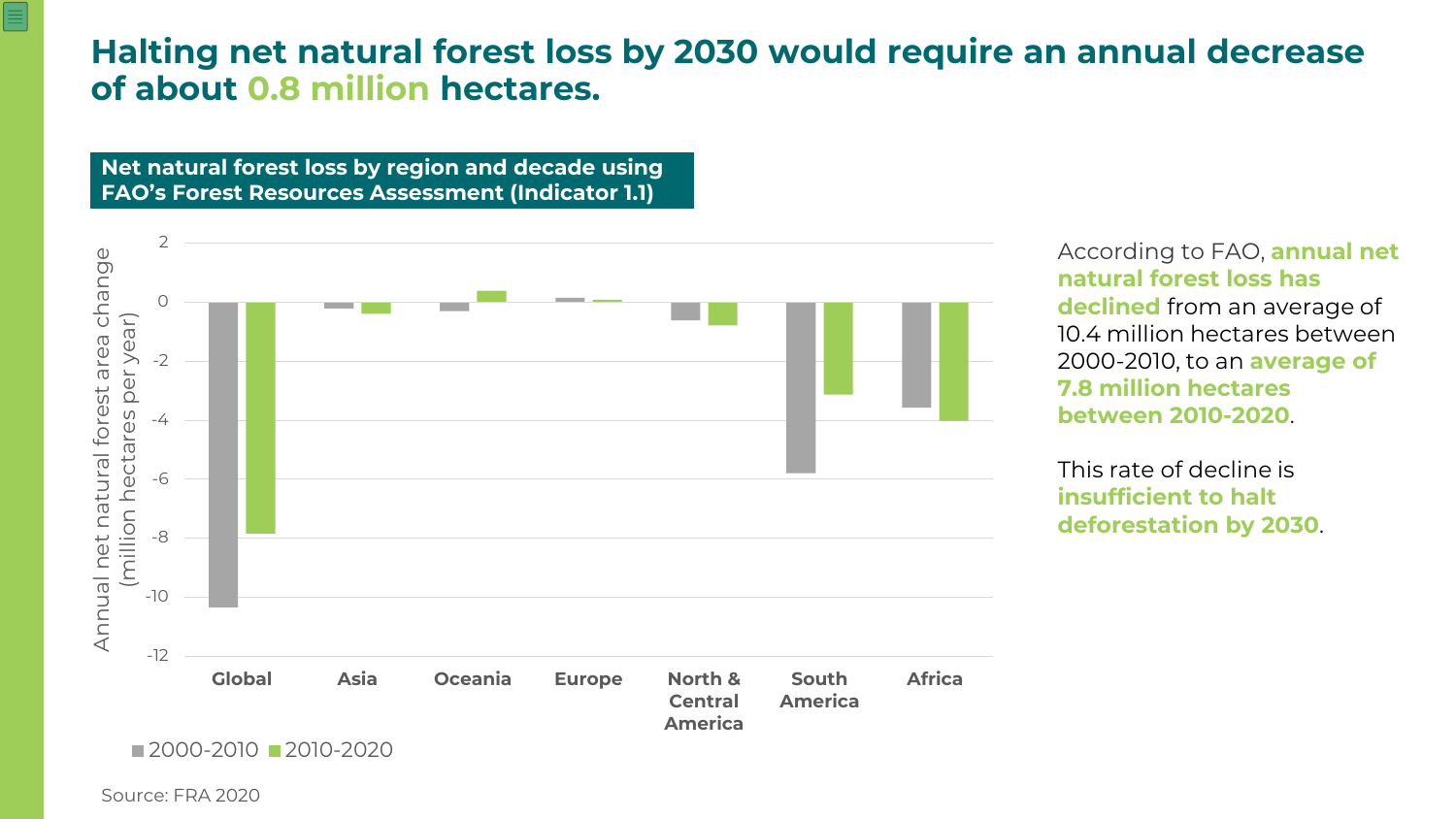# Halting net natural forest loss by 2030 would require an annual decrease of about 0.8 million hectares.

**Net natural forest loss by region and decade using FAO's Forest Resources Assessment (Indicator 1.1)**

Annual net natural forest area change (million hectares per year)

Legend: 2000-2010, 2010-2020

Regions: Global, Asia, Oceania, Europe, North & Central America, South America, Africa

Source: FRA 2020

According to FAO, **annual net natural forest loss has declined** from an average of 10.4 million hectares between 2000-2010, to an **average of 7.8 million hectares between 2010-2020**.

This rate of decline is **insufficient to halt deforestation by 2030**.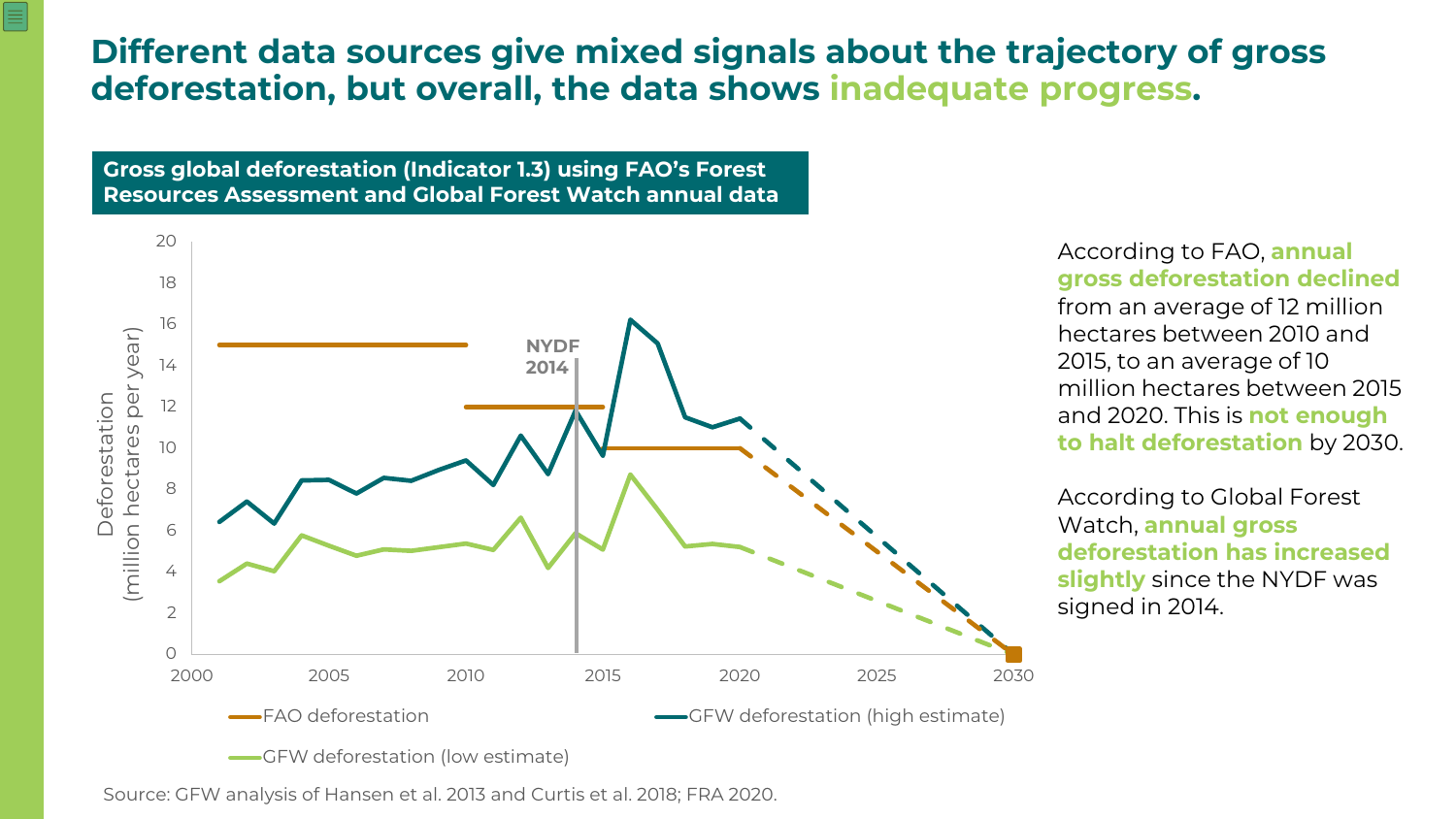# Different data sources give mixed signals about the trajectory of gross deforestation, but overall, the data shows **inadequate progress**.

**Gross global deforestation (Indicator 1.3) using FAO's Forest Resources Assessment and Global Forest Watch annual data**

According to FAO, **annual gross deforestation declined** from an average of 12 million hectares between 2010 and 2015, to an average of 10 million hectares between 2015 and 2020. This is **not enough to halt deforestation** by 2030.

According to Global Forest Watch, **annual gross deforestation has increased slightly** since the NYDF was signed in 2014.

Source: GFW analysis of Hansen et al. 2013 and Curtis et al. 2018; FRA 2020.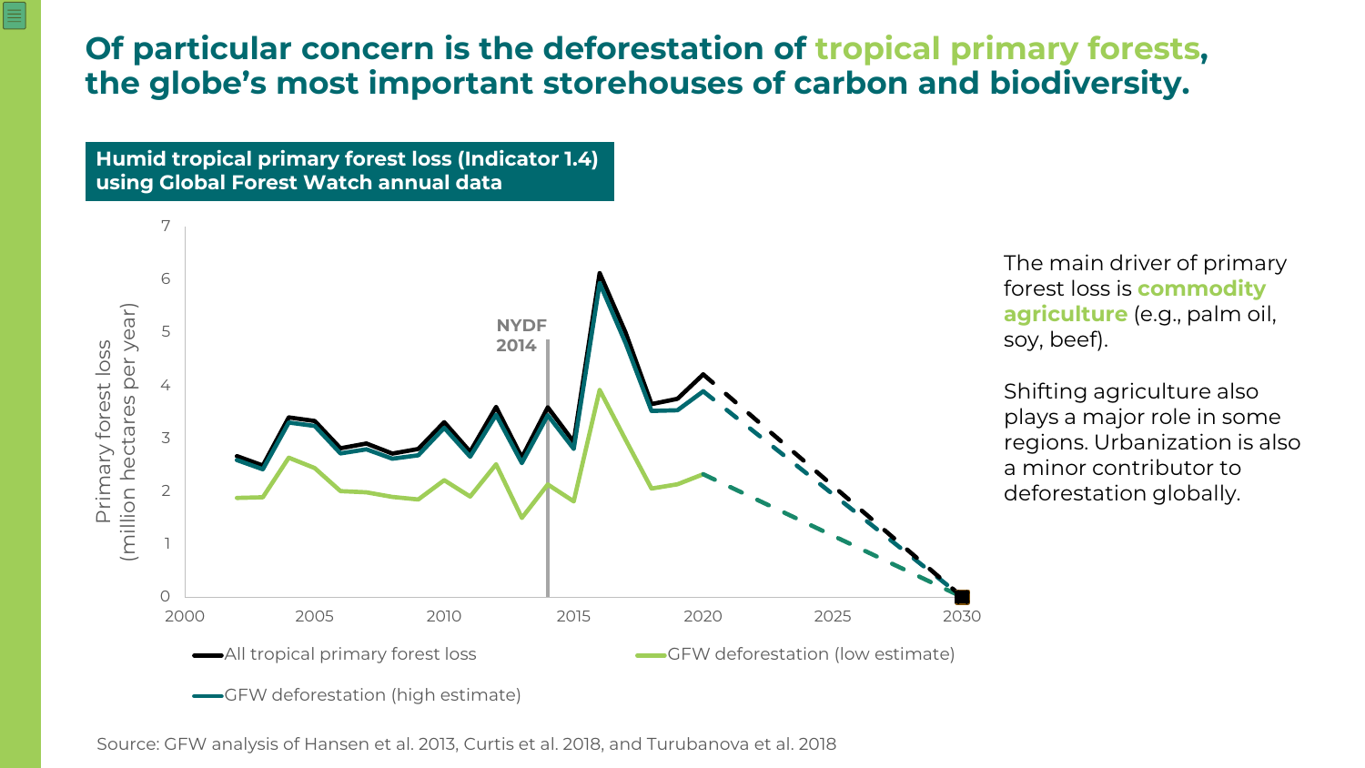# Of particular concern is the deforestation of tropical primary forests, the globe's most important storehouses of carbon and biodiversity.

**Humid tropical primary forest loss (Indicator 1.4) using Global Forest Watch annual data**

The main driver of primary forest loss is **commodity agriculture** (e.g., palm oil, soy, beef).

Shifting agriculture also plays a major role in some regions. Urbanization is also a minor contributor to deforestation globally.

Source: GFW analysis of Hansen et al. 2013, Curtis et al. 2018, and Turubanova et al. 2018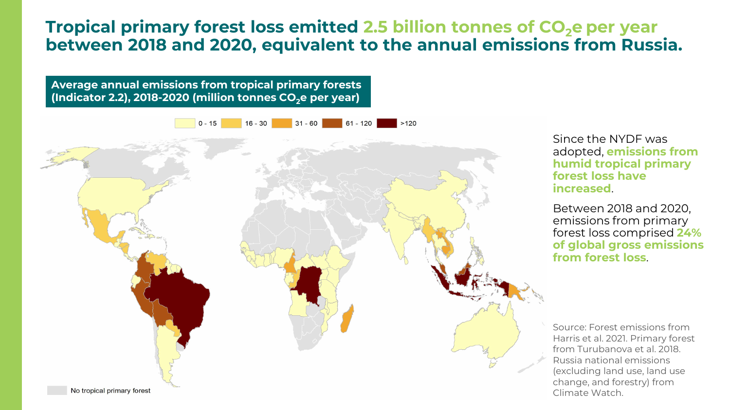# Tropical primary forest loss emitted 2.5 billion tonnes of $CO_2e$ per year between 2018 and 2020, equivalent to the annual emissions from Russia.

**Average annual emissions from tropical primary forests (Indicator 2.2), 2018-2020 (million tonnes $CO_2e$ per year)**

0 - 15 | 16 - 30 | 31 - 60 | 61 - 120 | >120

No tropical primary forest

Since the NYDF was adopted, **emissions from humid tropical primary forest loss have increased**.

Between 2018 and 2020, emissions from primary forest loss comprised **24% of global gross emissions from forest loss**.

Source: Forest emissions from Harris et al. 2021. Primary forest from Turubanova et al. 2018. Russia national emissions (excluding land use, land use change, and forestry) from Climate Watch.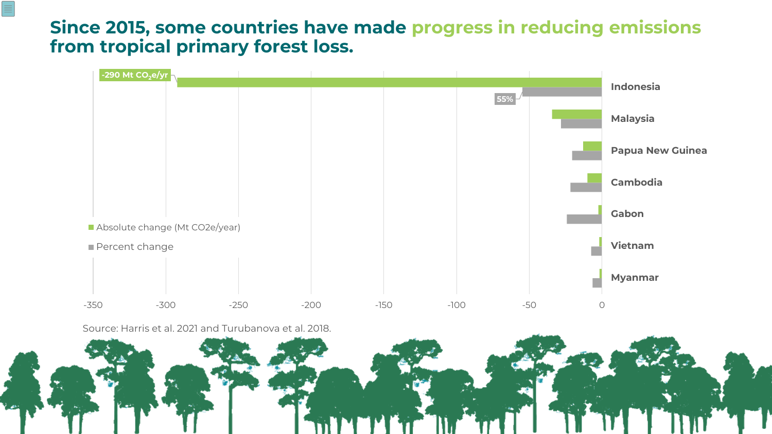# Since 2015, some countries have made progress in reducing emissions from tropical primary forest loss.

-290 Mt $CO_2e/yr$

55%

Indonesia

Malaysia

Papua New Guinea

Cambodia

Gabon

Vietnam

Myanmar

Absolute change (Mt CO2e/year)

Percent change

-350 -300 -250 -200 -150 -100 -50 0

Source: Harris et al. 2021 and Turubanova et al. 2018.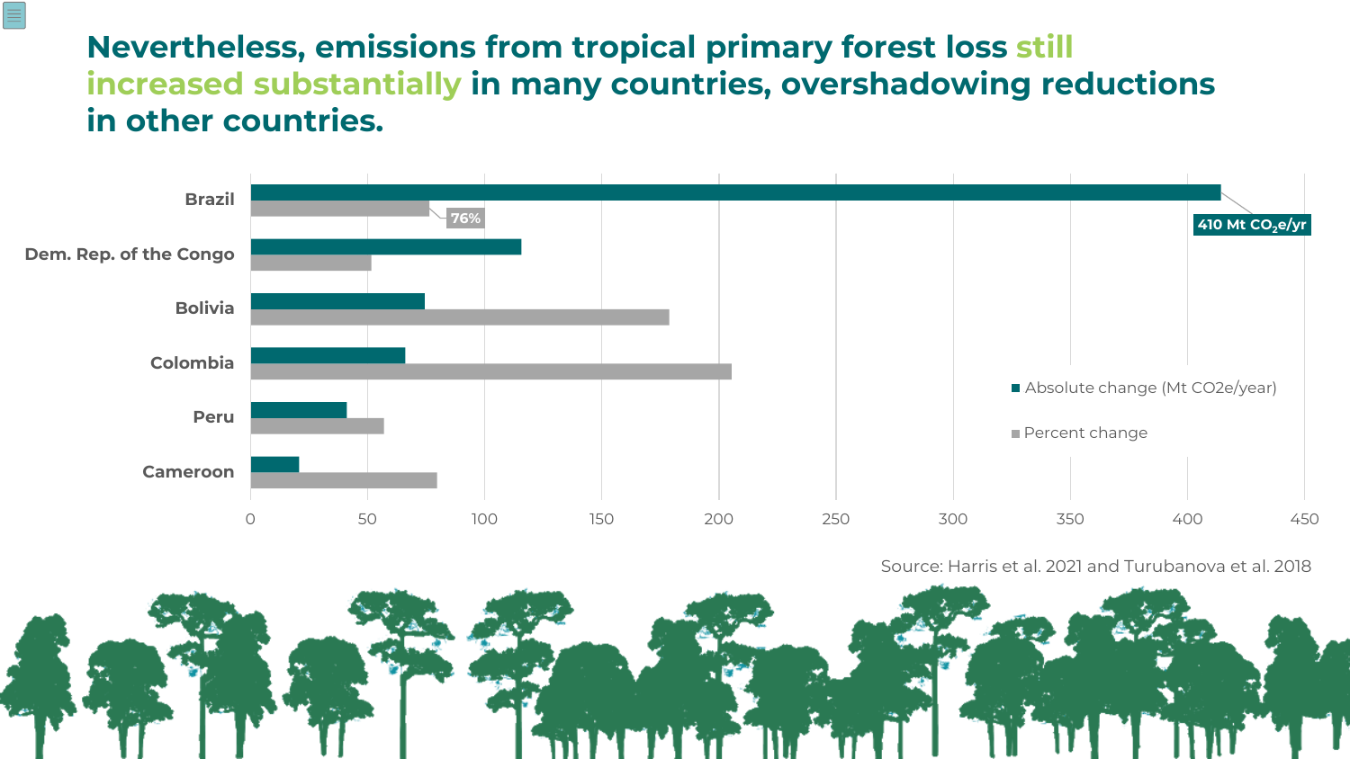# Nevertheless, emissions from tropical primary forest loss still increased substantially in many countries, overshadowing reductions in other countries.

| Country | Absolute change (Mt CO2e/year) | Percent change |
|---|---|---|
| Brazil | 410 Mt $CO_2$e/yr | 76% |
| Dem. Rep. of the Congo | | |
| Bolivia | | |
| Colombia | | |
| Peru | | |
| Cameroon | | |

Source: Harris et al. 2021 and Turubanova et al. 2018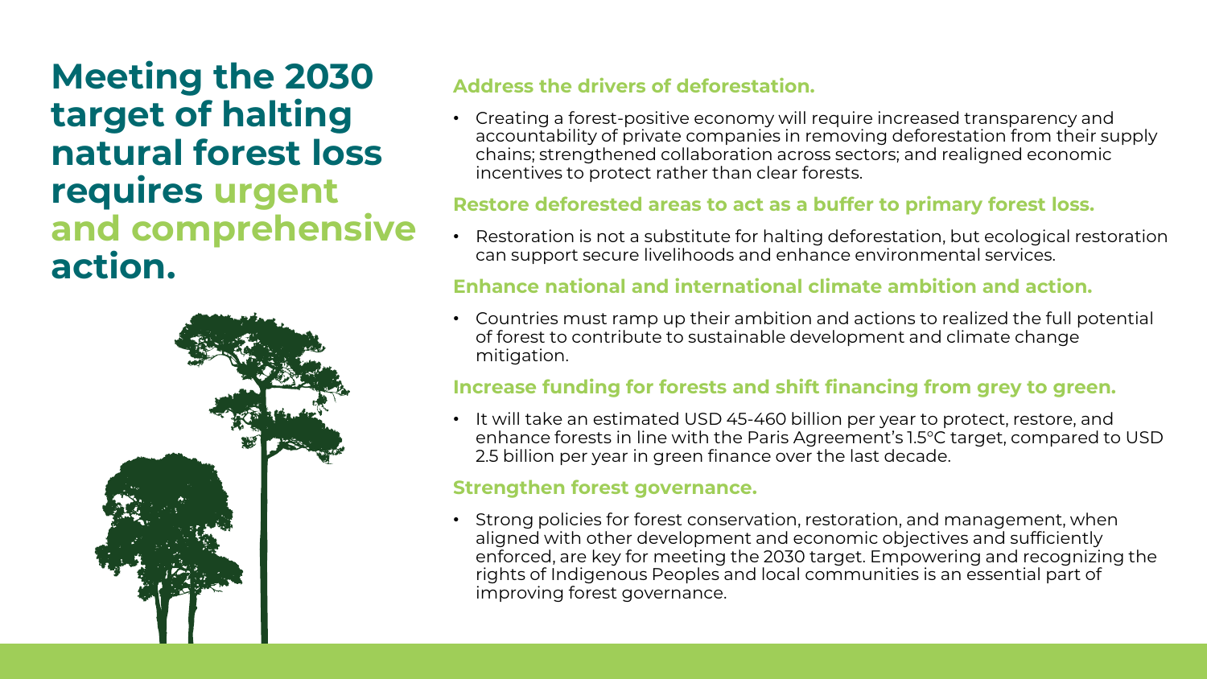# Meeting the 2030 target of halting natural forest loss requires urgent and comprehensive action.

### Address the drivers of deforestation.

- Creating a forest-positive economy will require increased transparency and accountability of private companies in removing deforestation from their supply chains; strengthened collaboration across sectors; and realigned economic incentives to protect rather than clear forests.

### Restore deforested areas to act as a buffer to primary forest loss.

- Restoration is not a substitute for halting deforestation, but ecological restoration can support secure livelihoods and enhance environmental services.

### Enhance national and international climate ambition and action.

- Countries must ramp up their ambition and actions to realized the full potential of forest to contribute to sustainable development and climate change mitigation.

### Increase funding for forests and shift financing from grey to green.

- It will take an estimated USD 45-460 billion per year to protect, restore, and enhance forests in line with the Paris Agreement's 1.5°C target, compared to USD 2.5 billion per year in green finance over the last decade.

### Strengthen forest governance.

- Strong policies for forest conservation, restoration, and management, when aligned with other development and economic objectives and sufficiently enforced, are key for meeting the 2030 target. Empowering and recognizing the rights of Indigenous Peoples and local communities is an essential part of improving forest governance.